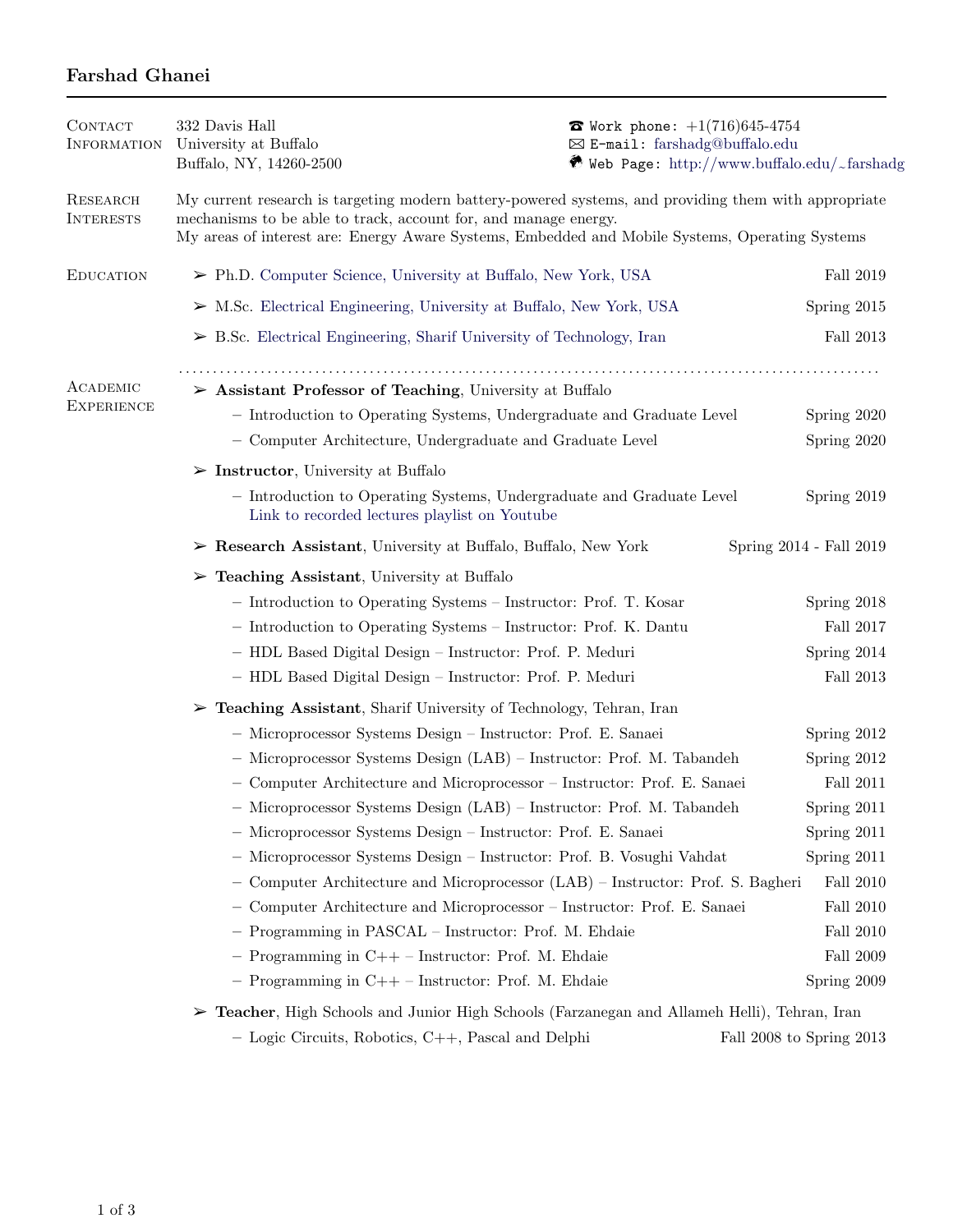# Farshad Ghanei

## Contact Information

332 Davis Hall
University at Buffalo
Buffalo, NY, 14260-2500

Work phone: +1(716)645-4754
E-mail: farshadg@buffalo.edu
Web Page: http://www.buffalo.edu/~farshadg

## Research Interests

My current research is targeting modern battery-powered systems, and providing them with appropriate mechanisms to be able to track, account for, and manage energy.
My areas of interest are: Energy Aware Systems, Embedded and Mobile Systems, Operating Systems

## Education

- Ph.D. Computer Science, University at Buffalo, New York, USA — Fall 2019
- M.Sc. Electrical Engineering, University at Buffalo, New York, USA — Spring 2015
- B.Sc. Electrical Engineering, Sharif University of Technology, Iran — Fall 2013

## Academic Experience

- **Assistant Professor of Teaching**, University at Buffalo
  - Introduction to Operating Systems, Undergraduate and Graduate Level — Spring 2020
  - Computer Architecture, Undergraduate and Graduate Level — Spring 2020
- **Instructor**, University at Buffalo
  - Introduction to Operating Systems, Undergraduate and Graduate Level — Spring 2019
    Link to recorded lectures playlist on Youtube
- **Research Assistant**, University at Buffalo, Buffalo, New York — Spring 2014 - Fall 2019
- **Teaching Assistant**, University at Buffalo
  - Introduction to Operating Systems – Instructor: Prof. T. Kosar — Spring 2018
  - Introduction to Operating Systems – Instructor: Prof. K. Dantu — Fall 2017
  - HDL Based Digital Design – Instructor: Prof. P. Meduri — Spring 2014
  - HDL Based Digital Design – Instructor: Prof. P. Meduri — Fall 2013
- **Teaching Assistant**, Sharif University of Technology, Tehran, Iran
  - Microprocessor Systems Design – Instructor: Prof. E. Sanaei — Spring 2012
  - Microprocessor Systems Design (LAB) – Instructor: Prof. M. Tabandeh — Spring 2012
  - Computer Architecture and Microprocessor – Instructor: Prof. E. Sanaei — Fall 2011
  - Microprocessor Systems Design (LAB) – Instructor: Prof. M. Tabandeh — Spring 2011
  - Microprocessor Systems Design – Instructor: Prof. E. Sanaei — Spring 2011
  - Microprocessor Systems Design – Instructor: Prof. B. Vosughi Vahdat — Spring 2011
  - Computer Architecture and Microprocessor (LAB) – Instructor: Prof. S. Bagheri — Fall 2010
  - Computer Architecture and Microprocessor – Instructor: Prof. E. Sanaei — Fall 2010
  - Programming in PASCAL – Instructor: Prof. M. Ehdaie — Fall 2010
  - Programming in C++ – Instructor: Prof. M. Ehdaie — Fall 2009
  - Programming in C++ – Instructor: Prof. M. Ehdaie — Spring 2009
- **Teacher**, High Schools and Junior High Schools (Farzanegan and Allameh Helli), Tehran, Iran
  - Logic Circuits, Robotics, C++, Pascal and Delphi — Fall 2008 to Spring 2013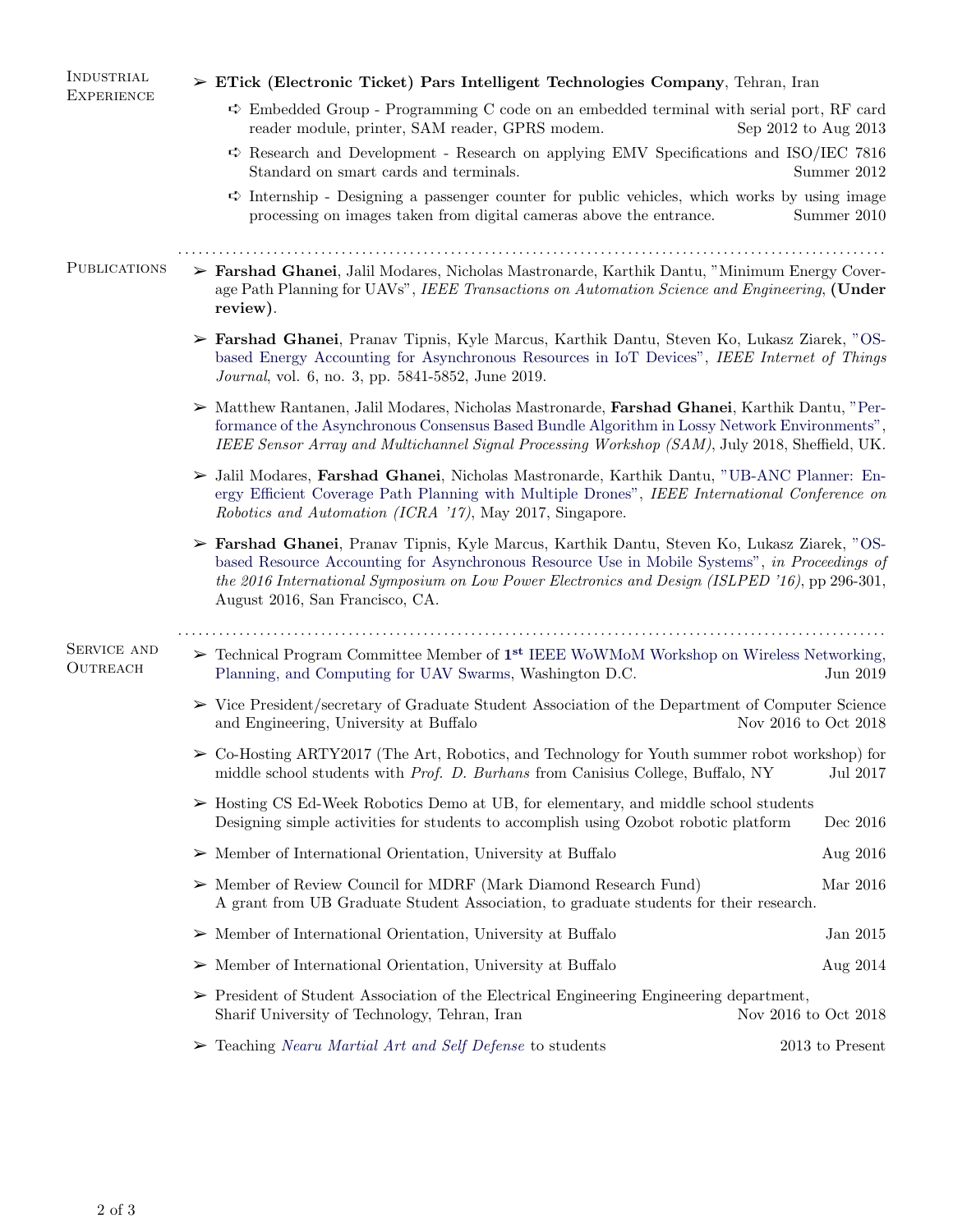## Industrial Experience

- **ETick (Electronic Ticket) Pars Intelligent Technologies Company**, Tehran, Iran
  - Embedded Group - Programming C code on an embedded terminal with serial port, RF card reader module, printer, SAM reader, GPRS modem. Sep 2012 to Aug 2013
  - Research and Development - Research on applying EMV Specifications and ISO/IEC 7816 Standard on smart cards and terminals. Summer 2012
  - Internship - Designing a passenger counter for public vehicles, which works by using image processing on images taken from digital cameras above the entrance. Summer 2010

## Publications

- **Farshad Ghanei**, Jalil Modares, Nicholas Mastronarde, Karthik Dantu, "Minimum Energy Coverage Path Planning for UAVs", *IEEE Transactions on Automation Science and Engineering*, **(Under review)**.
- **Farshad Ghanei**, Pranav Tipnis, Kyle Marcus, Karthik Dantu, Steven Ko, Lukasz Ziarek, "OS-based Energy Accounting for Asynchronous Resources in IoT Devices", *IEEE Internet of Things Journal*, vol. 6, no. 3, pp. 5841-5852, June 2019.
- Matthew Rantanen, Jalil Modares, Nicholas Mastronarde, **Farshad Ghanei**, Karthik Dantu, "Performance of the Asynchronous Consensus Based Bundle Algorithm in Lossy Network Environments", *IEEE Sensor Array and Multichannel Signal Processing Workshop (SAM)*, July 2018, Sheffield, UK.
- Jalil Modares, **Farshad Ghanei**, Nicholas Mastronarde, Karthik Dantu, "UB-ANC Planner: Energy Efficient Coverage Path Planning with Multiple Drones", *IEEE International Conference on Robotics and Automation (ICRA '17)*, May 2017, Singapore.
- **Farshad Ghanei**, Pranav Tipnis, Kyle Marcus, Karthik Dantu, Steven Ko, Lukasz Ziarek, "OS-based Resource Accounting for Asynchronous Resource Use in Mobile Systems", *in Proceedings of the 2016 International Symposium on Low Power Electronics and Design (ISLPED '16)*, pp 296-301, August 2016, San Francisco, CA.

## Service and Outreach

- Technical Program Committee Member of **1st** IEEE WoWMoM Workshop on Wireless Networking, Planning, and Computing for UAV Swarms, Washington D.C. Jun 2019
- Vice President/secretary of Graduate Student Association of the Department of Computer Science and Engineering, University at Buffalo Nov 2016 to Oct 2018
- Co-Hosting ARTY2017 (The Art, Robotics, and Technology for Youth summer robot workshop) for middle school students with *Prof. D. Burhans* from Canisius College, Buffalo, NY Jul 2017
- Hosting CS Ed-Week Robotics Demo at UB, for elementary, and middle school students
  Designing simple activities for students to accomplish using Ozobot robotic platform Dec 2016
- Member of International Orientation, University at Buffalo Aug 2016
- Member of Review Council for MDRF (Mark Diamond Research Fund) Mar 2016
  A grant from UB Graduate Student Association, to graduate students for their research.
- Member of International Orientation, University at Buffalo Jan 2015
- Member of International Orientation, University at Buffalo Aug 2014
- President of Student Association of the Electrical Engineering Engineering department, Sharif University of Technology, Tehran, Iran Nov 2016 to Oct 2018
- Teaching *Nearu Martial Art and Self Defense* to students 2013 to Present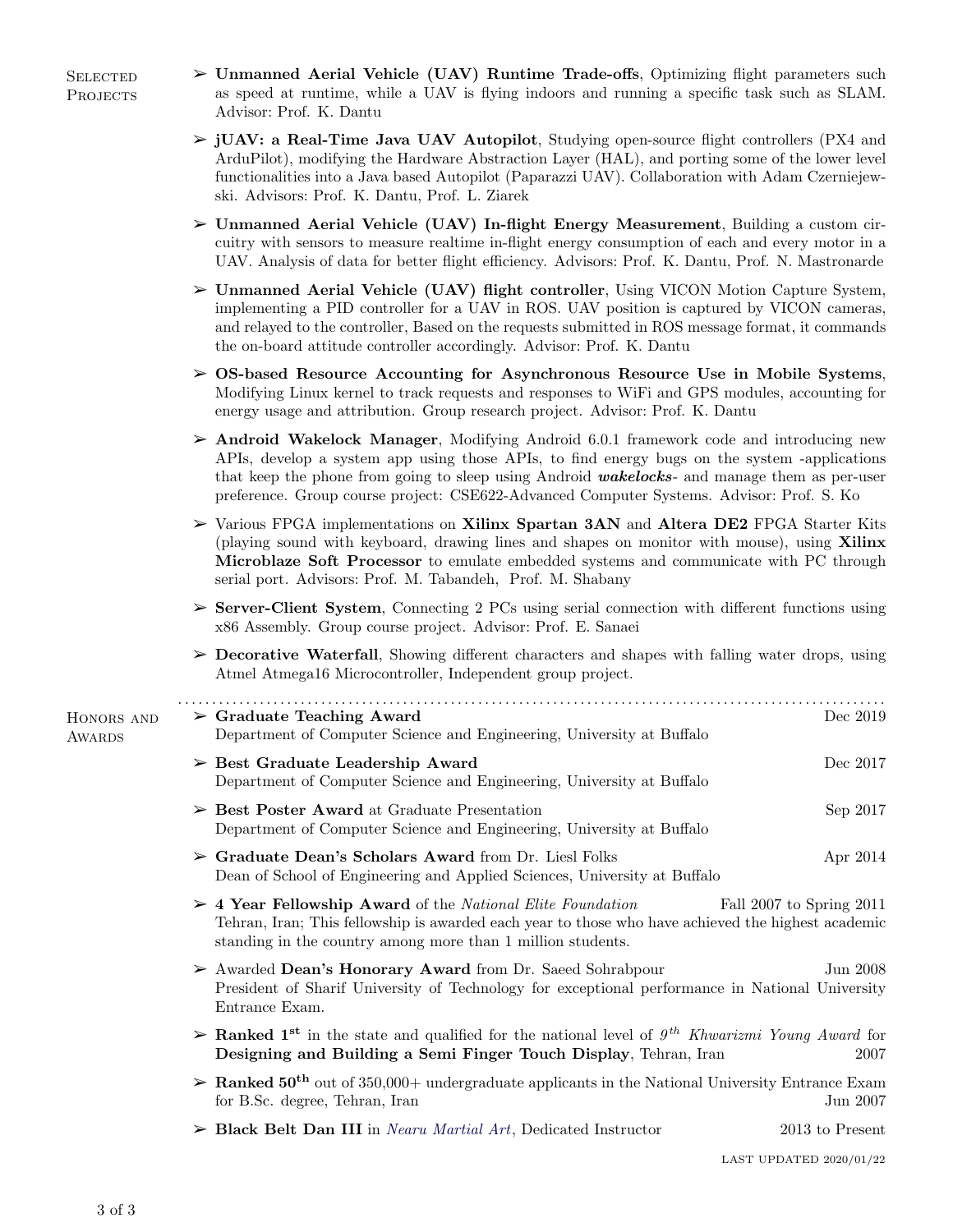## Selected Projects

- **Unmanned Aerial Vehicle (UAV) Runtime Trade-offs**, Optimizing flight parameters such as speed at runtime, while a UAV is flying indoors and running a specific task such as SLAM. Advisor: Prof. K. Dantu
- **jUAV: a Real-Time Java UAV Autopilot**, Studying open-source flight controllers (PX4 and ArduPilot), modifying the Hardware Abstraction Layer (HAL), and porting some of the lower level functionalities into a Java based Autopilot (Paparazzi UAV). Collaboration with Adam Czerniejewski. Advisors: Prof. K. Dantu, Prof. L. Ziarek
- **Unmanned Aerial Vehicle (UAV) In-flight Energy Measurement**, Building a custom circuitry with sensors to measure realtime in-flight energy consumption of each and every motor in a UAV. Analysis of data for better flight efficiency. Advisors: Prof. K. Dantu, Prof. N. Mastronarde
- **Unmanned Aerial Vehicle (UAV) flight controller**, Using VICON Motion Capture System, implementing a PID controller for a UAV in ROS. UAV position is captured by VICON cameras, and relayed to the controller, Based on the requests submitted in ROS message format, it commands the on-board attitude controller accordingly. Advisor: Prof. K. Dantu
- **OS-based Resource Accounting for Asynchronous Resource Use in Mobile Systems**, Modifying Linux kernel to track requests and responses to WiFi and GPS modules, accounting for energy usage and attribution. Group research project. Advisor: Prof. K. Dantu
- **Android Wakelock Manager**, Modifying Android 6.0.1 framework code and introducing new APIs, develop a system app using those APIs, to find energy bugs on the system -applications that keep the phone from going to sleep using Android ***wakelocks***- and manage them as per-user preference. Group course project: CSE622-Advanced Computer Systems. Advisor: Prof. S. Ko
- Various FPGA implementations on **Xilinx Spartan 3AN** and **Altera DE2** FPGA Starter Kits (playing sound with keyboard, drawing lines and shapes on monitor with mouse), using **Xilinx Microblaze Soft Processor** to emulate embedded systems and communicate with PC through serial port. Advisors: Prof. M. Tabandeh, Prof. M. Shabany
- **Server-Client System**, Connecting 2 PCs using serial connection with different functions using x86 Assembly. Group course project. Advisor: Prof. E. Sanaei
- **Decorative Waterfall**, Showing different characters and shapes with falling water drops, using Atmel Atmega16 Microcontroller, Independent group project.

## Honors and Awards

- **Graduate Teaching Award** — Dec 2019
  Department of Computer Science and Engineering, University at Buffalo
- **Best Graduate Leadership Award** — Dec 2017
  Department of Computer Science and Engineering, University at Buffalo
- **Best Poster Award** at Graduate Presentation — Sep 2017
  Department of Computer Science and Engineering, University at Buffalo
- **Graduate Dean's Scholars Award** from Dr. Liesl Folks — Apr 2014
  Dean of School of Engineering and Applied Sciences, University at Buffalo
- **4 Year Fellowship Award** of the *National Elite Foundation* — Fall 2007 to Spring 2011
  Tehran, Iran; This fellowship is awarded each year to those who have achieved the highest academic standing in the country among more than 1 million students.
- Awarded **Dean's Honorary Award** from Dr. Saeed Sohrabpour — Jun 2008
  President of Sharif University of Technology for exceptional performance in National University Entrance Exam.
- **Ranked 1st** in the state and qualified for the national level of *9th Khwarizmi Young Award* for **Designing and Building a Semi Finger Touch Display**, Tehran, Iran — 2007
- **Ranked 50th** out of 350,000+ undergraduate applicants in the National University Entrance Exam for B.Sc. degree, Tehran, Iran — Jun 2007
- **Black Belt Dan III** in *Nearu Martial Art*, Dedicated Instructor — 2013 to Present

Last updated 2020/01/22